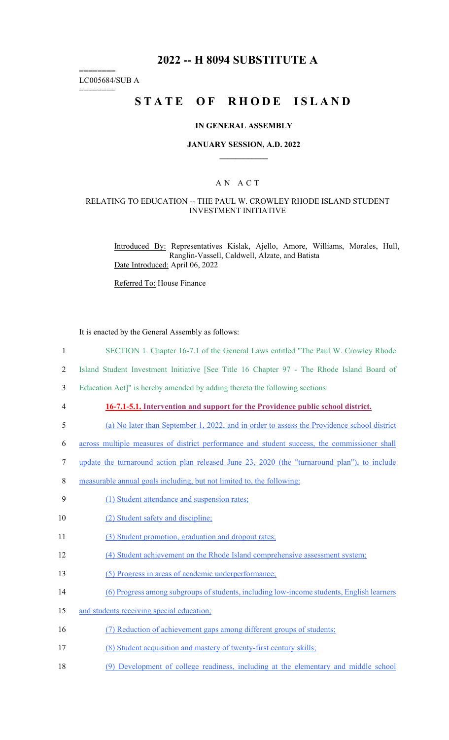# 2022 -- H 8094 SUBSTITUTE A

========
LC005684/SUB A
========

## STATE OF RHODE ISLAND

### IN GENERAL ASSEMBLY

### JANUARY SESSION, A.D. 2022

A N A C T

RELATING TO EDUCATION -- THE PAUL W. CROWLEY RHODE ISLAND STUDENT INVESTMENT INITIATIVE

Introduced By: Representatives Kislak, Ajello, Amore, Williams, Morales, Hull, Ranglin-Vassell, Caldwell, Alzate, and Batista

Date Introduced: April 06, 2022

Referred To: House Finance

It is enacted by the General Assembly as follows:

1 SECTION 1. Chapter 16-7.1 of the General Laws entitled "The Paul W. Crowley Rhode
2 Island Student Investment Initiative [See Title 16 Chapter 97 - The Rhode Island Board of
3 Education Act]" is hereby amended by adding thereto the following sections:

4 **16-7.1-5.1. Intervention and support for the Providence public school district.**

5 (a) No later than September 1, 2022, and in order to assess the Providence school district
6 across multiple measures of district performance and student success, the commissioner shall
7 update the turnaround action plan released June 23, 2020 (the "turnaround plan"), to include
8 measurable annual goals including, but not limited to, the following:

9 (1) Student attendance and suspension rates;

10 (2) Student safety and discipline;

11 (3) Student promotion, graduation and dropout rates;

12 (4) Student achievement on the Rhode Island comprehensive assessment system;

13 (5) Progress in areas of academic underperformance;

14 (6) Progress among subgroups of students, including low-income students, English learners
15 and students receiving special education;

16 (7) Reduction of achievement gaps among different groups of students;

17 (8) Student acquisition and mastery of twenty-first century skills;

18 (9) Development of college readiness, including at the elementary and middle school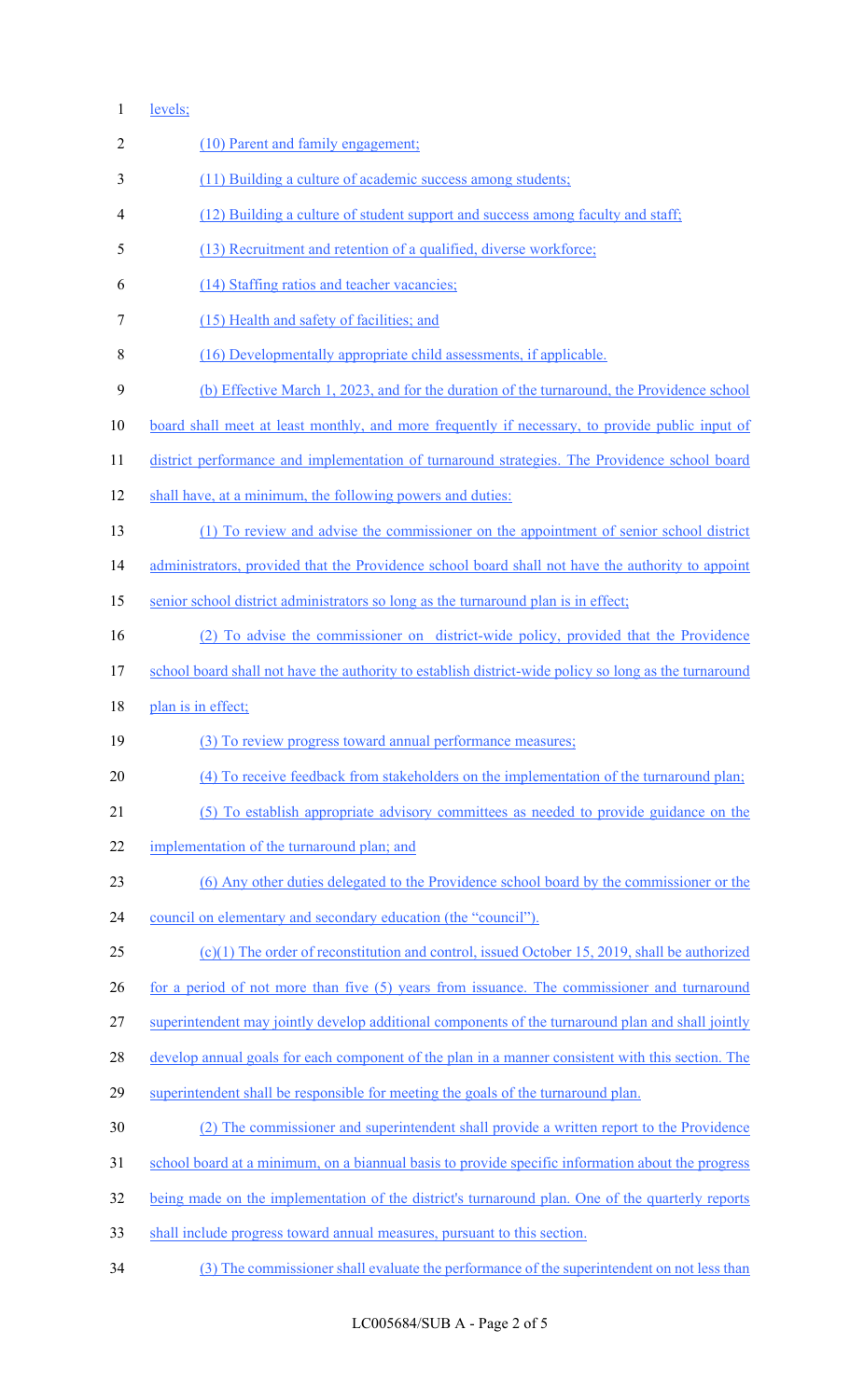levels;

(10) Parent and family engagement;

(11) Building a culture of academic success among students;

(12) Building a culture of student support and success among faculty and staff;

(13) Recruitment and retention of a qualified, diverse workforce;

(14) Staffing ratios and teacher vacancies;

(15) Health and safety of facilities; and

(16) Developmentally appropriate child assessments, if applicable.

(b) Effective March 1, 2023, and for the duration of the turnaround, the Providence school board shall meet at least monthly, and more frequently if necessary, to provide public input of district performance and implementation of turnaround strategies. The Providence school board shall have, at a minimum, the following powers and duties:

(1) To review and advise the commissioner on the appointment of senior school district administrators, provided that the Providence school board shall not have the authority to appoint senior school district administrators so long as the turnaround plan is in effect;

(2) To advise the commissioner on district-wide policy, provided that the Providence school board shall not have the authority to establish district-wide policy so long as the turnaround plan is in effect;

(3) To review progress toward annual performance measures;

(4) To receive feedback from stakeholders on the implementation of the turnaround plan;

(5) To establish appropriate advisory committees as needed to provide guidance on the implementation of the turnaround plan; and

(6) Any other duties delegated to the Providence school board by the commissioner or the council on elementary and secondary education (the "council").

(c)(1) The order of reconstitution and control, issued October 15, 2019, shall be authorized for a period of not more than five (5) years from issuance. The commissioner and turnaround superintendent may jointly develop additional components of the turnaround plan and shall jointly develop annual goals for each component of the plan in a manner consistent with this section. The superintendent shall be responsible for meeting the goals of the turnaround plan.

(2) The commissioner and superintendent shall provide a written report to the Providence school board at a minimum, on a biannual basis to provide specific information about the progress being made on the implementation of the district's turnaround plan. One of the quarterly reports shall include progress toward annual measures, pursuant to this section.

(3) The commissioner shall evaluate the performance of the superintendent on not less than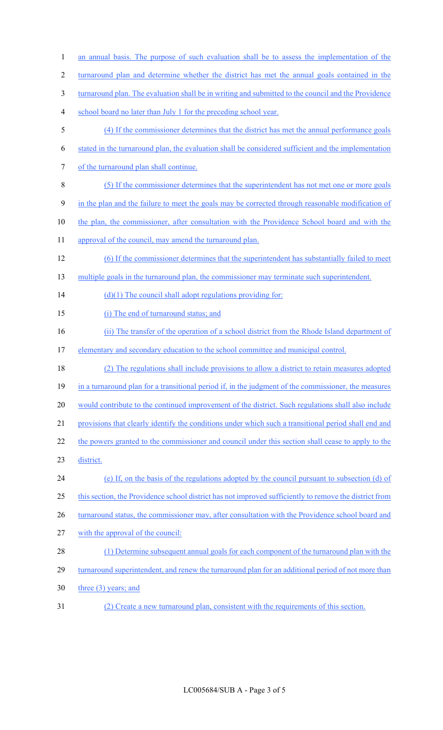an annual basis. The purpose of such evaluation shall be to assess the implementation of the turnaround plan and determine whether the district has met the annual goals contained in the turnaround plan. The evaluation shall be in writing and submitted to the council and the Providence school board no later than July 1 for the preceding school year.

(4) If the commissioner determines that the district has met the annual performance goals stated in the turnaround plan, the evaluation shall be considered sufficient and the implementation of the turnaround plan shall continue.

(5) If the commissioner determines that the superintendent has not met one or more goals in the plan and the failure to meet the goals may be corrected through reasonable modification of the plan, the commissioner, after consultation with the Providence School board and with the approval of the council, may amend the turnaround plan.

(6) If the commissioner determines that the superintendent has substantially failed to meet multiple goals in the turnaround plan, the commissioner may terminate such superintendent.

(d)(1) The council shall adopt regulations providing for:

(i) The end of turnaround status; and

(ii) The transfer of the operation of a school district from the Rhode Island department of elementary and secondary education to the school committee and municipal control.

(2) The regulations shall include provisions to allow a district to retain measures adopted in a turnaround plan for a transitional period if, in the judgment of the commissioner, the measures would contribute to the continued improvement of the district. Such regulations shall also include provisions that clearly identify the conditions under which such a transitional period shall end and the powers granted to the commissioner and council under this section shall cease to apply to the district.

(e) If, on the basis of the regulations adopted by the council pursuant to subsection (d) of this section, the Providence school district has not improved sufficiently to remove the district from turnaround status, the commissioner may, after consultation with the Providence school board and with the approval of the council:

(1) Determine subsequent annual goals for each component of the turnaround plan with the turnaround superintendent, and renew the turnaround plan for an additional period of not more than three (3) years; and

(2) Create a new turnaround plan, consistent with the requirements of this section.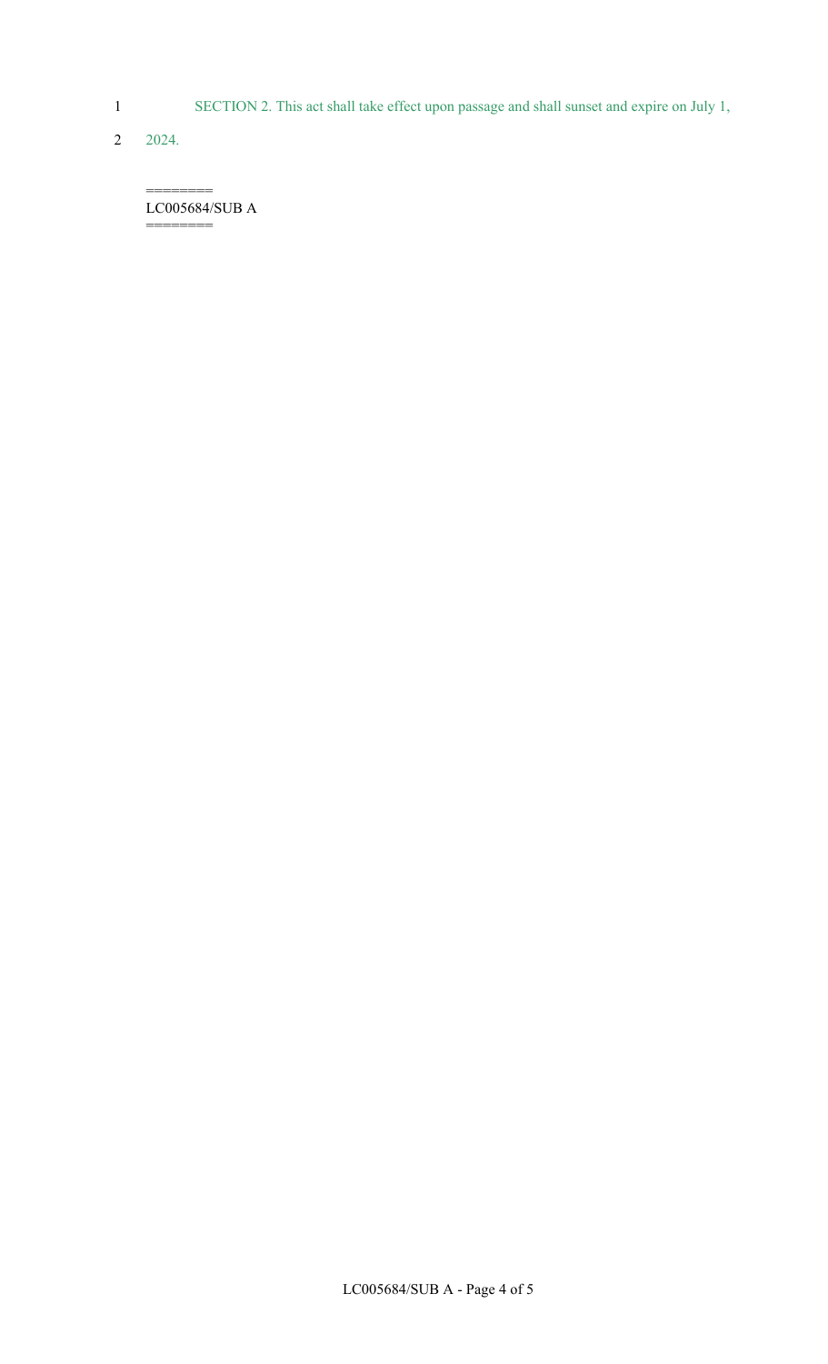SECTION 2. This act shall take effect upon passage and shall sunset and expire on July 1, 2024.

========
LC005684/SUB A
========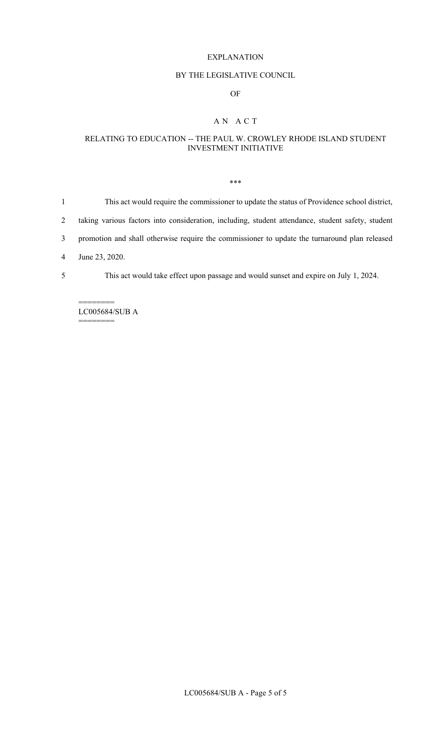EXPLANATION

BY THE LEGISLATIVE COUNCIL

OF

A N A C T

RELATING TO EDUCATION -- THE PAUL W. CROWLEY RHODE ISLAND STUDENT INVESTMENT INITIATIVE

\*\*\*

1 This act would require the commissioner to update the status of Providence school district,
2 taking various factors into consideration, including, student attendance, student safety, student
3 promotion and shall otherwise require the commissioner to update the turnaround plan released
4 June 23, 2020.

5 This act would take effect upon passage and would sunset and expire on July 1, 2024.

========
LC005684/SUB A
========